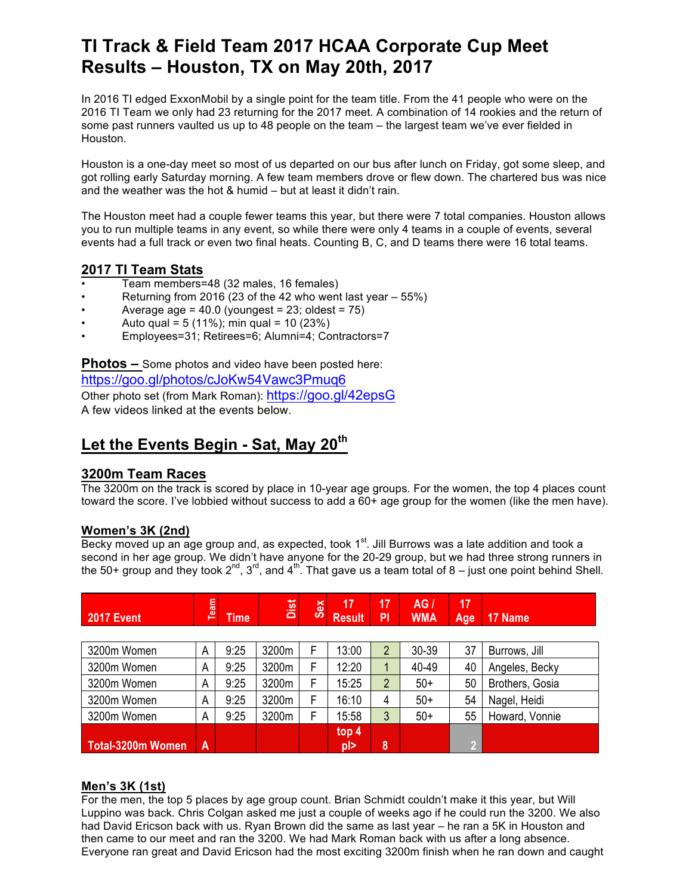# TI Track & Field Team 2017 HCAA Corporate Cup Meet Results – Houston, TX on May 20th, 2017

In 2016 TI edged ExxonMobil by a single point for the team title. From the 41 people who were on the 2016 TI Team we only had 23 returning for the 2017 meet. A combination of 14 rookies and the return of some past runners vaulted us up to 48 people on the team – the largest team we've ever fielded in Houston.

Houston is a one-day meet so most of us departed on our bus after lunch on Friday, got some sleep, and got rolling early Saturday morning. A few team members drove or flew down. The chartered bus was nice and the weather was the hot & humid – but at least it didn't rain.

The Houston meet had a couple fewer teams this year, but there were 7 total companies. Houston allows you to run multiple teams in any event, so while there were only 4 teams in a couple of events, several events had a full track or even two final heats. Counting B, C, and D teams there were 16 total teams.

## 2017 TI Team Stats

- Team members=48 (32 males, 16 females)
- Returning from 2016 (23 of the 42 who went last year – 55%)
- Average age = 40.0 (youngest = 23; oldest = 75)
- Auto qual = 5 (11%); min qual = 10 (23%)
- Employees=31; Retirees=6; Alumni=4; Contractors=7

**Photos –** Some photos and video have been posted here:
https://goo.gl/photos/cJoKw54Vawc3Pmuq6
Other photo set (from Mark Roman): https://goo.gl/42epsG
A few videos linked at the events below.

## Let the Events Begin - Sat, May 20th

### 3200m Team Races

The 3200m on the track is scored by place in 10-year age groups. For the women, the top 4 places count toward the score. I've lobbied without success to add a 60+ age group for the women (like the men have).

### Women's 3K (2nd)

Becky moved up an age group and, as expected, took 1st. Jill Burrows was a late addition and took a second in her age group. We didn't have anyone for the 20-29 group, but we had three strong runners in the 50+ group and they took 2nd, 3rd, and 4th. That gave us a team total of 8 – just one point behind Shell.

| 2017 Event | Team | Time | Dist | Sex | 17 Result | 17 Pl | AG / WMA | 17 Age | 17 Name |
|---|---|---|---|---|---|---|---|---|---|
| 3200m Women | A | 9:25 | 3200m | F | 13:00 | 2 | 30-39 | 37 | Burrows, Jill |
| 3200m Women | A | 9:25 | 3200m | F | 12:20 | 1 | 40-49 | 40 | Angeles, Becky |
| 3200m Women | A | 9:25 | 3200m | F | 15:25 | 2 | 50+ | 50 | Brothers, Gosia |
| 3200m Women | A | 9:25 | 3200m | F | 16:10 | 4 | 50+ | 54 | Nagel, Heidi |
| 3200m Women | A | 9:25 | 3200m | F | 15:58 | 3 | 50+ | 55 | Howard, Vonnie |
| Total-3200m Women | A | | | | top 4 pl> | 8 | | 2 | |

### Men's 3K (1st)

For the men, the top 5 places by age group count. Brian Schmidt couldn't make it this year, but Will Luppino was back. Chris Colgan asked me just a couple of weeks ago if he could run the 3200. We also had David Ericson back with us. Ryan Brown did the same as last year – he ran a 5K in Houston and then came to our meet and ran the 3200. We had Mark Roman back with us after a long absence. Everyone ran great and David Ericson had the most exciting 3200m finish when he ran down and caught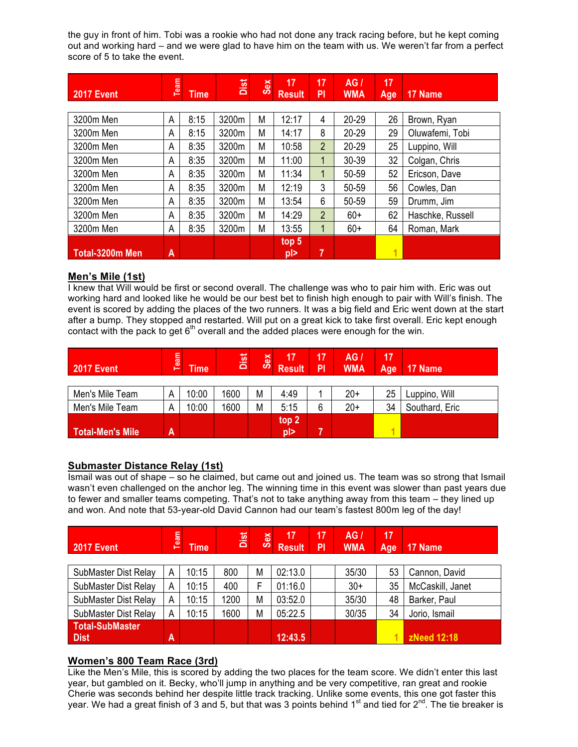the guy in front of him. Tobi was a rookie who had not done any track racing before, but he kept coming out and working hard – and we were glad to have him on the team with us. We weren't far from a perfect score of 5 to take the event.

| 2017 Event | Team | Time | Dist | Sex | 17 Result | 17 Pl | AG / WMA | 17 Age | 17 Name |
|---|---|---|---|---|---|---|---|---|---|
| 3200m Men | A | 8:15 | 3200m | M | 12:17 | 4 | 20-29 | 26 | Brown, Ryan |
| 3200m Men | A | 8:15 | 3200m | M | 14:17 | 8 | 20-29 | 29 | Oluwafemi, Tobi |
| 3200m Men | A | 8:35 | 3200m | M | 10:58 | 2 | 20-29 | 25 | Luppino, Will |
| 3200m Men | A | 8:35 | 3200m | M | 11:00 | 1 | 30-39 | 32 | Colgan, Chris |
| 3200m Men | A | 8:35 | 3200m | M | 11:34 | 1 | 50-59 | 52 | Ericson, Dave |
| 3200m Men | A | 8:35 | 3200m | M | 12:19 | 3 | 50-59 | 56 | Cowles, Dan |
| 3200m Men | A | 8:35 | 3200m | M | 13:54 | 6 | 50-59 | 59 | Drumm, Jim |
| 3200m Men | A | 8:35 | 3200m | M | 14:29 | 2 | 60+ | 62 | Haschke, Russell |
| 3200m Men | A | 8:35 | 3200m | M | 13:55 | 1 | 60+ | 64 | Roman, Mark |
| **Total-3200m Men** | **A** | | | | **top 5 pl>** | **7** | | **1** | |

## Men's Mile (1st)

I knew that Will would be first or second overall. The challenge was who to pair him with. Eric was out working hard and looked like he would be our best bet to finish high enough to pair with Will's finish. The event is scored by adding the places of the two runners. It was a big field and Eric went down at the start after a bump. They stopped and restarted. Will put on a great kick to take first overall. Eric kept enough contact with the pack to get 6th overall and the added places were enough for the win.

| 2017 Event | Team | Time | Dist | Sex | 17 Result | 17 Pl | AG / WMA | 17 Age | 17 Name |
|---|---|---|---|---|---|---|---|---|---|
| Men's Mile Team | A | 10:00 | 1600 | M | 4:49 | 1 | 20+ | 25 | Luppino, Will |
| Men's Mile Team | A | 10:00 | 1600 | M | 5:15 | 6 | 20+ | 34 | Southard, Eric |
| **Total-Men's Mile** | **A** | | | | **top 2 pl>** | **7** | | **1** | |

## Submaster Distance Relay (1st)

Ismail was out of shape – so he claimed, but came out and joined us. The team was so strong that Ismail wasn't even challenged on the anchor leg. The winning time in this event was slower than past years due to fewer and smaller teams competing. That's not to take anything away from this team – they lined up and won. And note that 53-year-old David Cannon had our team's fastest 800m leg of the day!

| 2017 Event | Team | Time | Dist | Sex | 17 Result | 17 Pl | AG / WMA | 17 Age | 17 Name |
|---|---|---|---|---|---|---|---|---|---|
| SubMaster Dist Relay | A | 10:15 | 800 | M | 02:13.0 | | 35/30 | 53 | Cannon, David |
| SubMaster Dist Relay | A | 10:15 | 400 | F | 01:16.0 | | 30+ | 35 | McCaskill, Janet |
| SubMaster Dist Relay | A | 10:15 | 1200 | M | 03:52.0 | | 35/30 | 48 | Barker, Paul |
| SubMaster Dist Relay | A | 10:15 | 1600 | M | 05:22.5 | | 30/35 | 34 | Jorio, Ismail |
| **Total-SubMaster Dist** | **A** | | | | **12:43.5** | | | **1** | **zNeed 12:18** |

## Women's 800 Team Race (3rd)

Like the Men's Mile, this is scored by adding the two places for the team score. We didn't enter this last year, but gambled on it. Becky, who'll jump in anything and be very competitive, ran great and rookie Cherie was seconds behind her despite little track tracking. Unlike some events, this one got faster this year. We had a great finish of 3 and 5, but that was 3 points behind 1st and tied for 2nd. The tie breaker is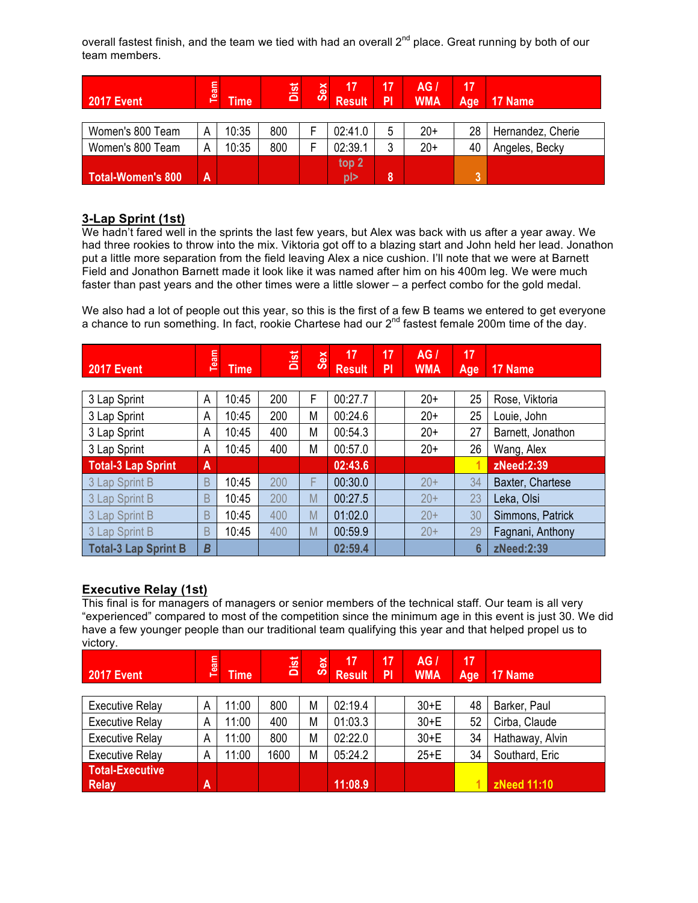overall fastest finish, and the team we tied with had an overall 2nd place. Great running by both of our team members.

| 2017 Event | Team | Time | Dist | Sex | 17 Result | 17 Pl | AG / WMA | 17 Age | 17 Name |
|---|---|---|---|---|---|---|---|---|---|
| Women's 800 Team | A | 10:35 | 800 | F | 02:41.0 | 5 | 20+ | 28 | Hernandez, Cherie |
| Women's 800 Team | A | 10:35 | 800 | F | 02:39.1 | 3 | 20+ | 40 | Angeles, Becky |
| **Total-Women's 800** | **A** | | | | **top 2 pl>** | **8** | | **3** | |

## 3-Lap Sprint (1st)

We hadn't fared well in the sprints the last few years, but Alex was back with us after a year away. We had three rookies to throw into the mix. Viktoria got off to a blazing start and John held her lead. Jonathon put a little more separation from the field leaving Alex a nice cushion. I'll note that we were at Barnett Field and Jonathon Barnett made it look like it was named after him on his 400m leg. We were much faster than past years and the other times were a little slower – a perfect combo for the gold medal.

We also had a lot of people out this year, so this is the first of a few B teams we entered to get everyone a chance to run something. In fact, rookie Chartese had our 2nd fastest female 200m time of the day.

| 2017 Event | Team | Time | Dist | Sex | 17 Result | 17 Pl | AG / WMA | 17 Age | 17 Name |
|---|---|---|---|---|---|---|---|---|---|
| 3 Lap Sprint | A | 10:45 | 200 | F | 00:27.7 | | 20+ | 25 | Rose, Viktoria |
| 3 Lap Sprint | A | 10:45 | 200 | M | 00:24.6 | | 20+ | 25 | Louie, John |
| 3 Lap Sprint | A | 10:45 | 400 | M | 00:54.3 | | 20+ | 27 | Barnett, Jonathon |
| 3 Lap Sprint | A | 10:45 | 400 | M | 00:57.0 | | 20+ | 26 | Wang, Alex |
| **Total-3 Lap Sprint** | **A** | | | | **02:43.6** | | | **1** | **zNeed:2:39** |
| 3 Lap Sprint B | B | 10:45 | 200 | F | 00:30.0 | | 20+ | 34 | Baxter, Chartese |
| 3 Lap Sprint B | B | 10:45 | 200 | M | 00:27.5 | | 20+ | 23 | Leka, Olsi |
| 3 Lap Sprint B | B | 10:45 | 400 | M | 01:02.0 | | 20+ | 30 | Simmons, Patrick |
| 3 Lap Sprint B | B | 10:45 | 400 | M | 00:59.9 | | 20+ | 29 | Fagnani, Anthony |
| **Total-3 Lap Sprint B** | **B** | | | | **02:59.4** | | | **6** | **zNeed:2:39** |

## Executive Relay (1st)

This final is for managers of managers or senior members of the technical staff. Our team is all very "experienced" compared to most of the competition since the minimum age in this event is just 30. We did have a few younger people than our traditional team qualifying this year and that helped propel us to victory.

| 2017 Event | Team | Time | Dist | Sex | 17 Result | 17 Pl | AG / WMA | 17 Age | 17 Name |
|---|---|---|---|---|---|---|---|---|---|
| Executive Relay | A | 11:00 | 800 | M | 02:19.4 | | 30+E | 48 | Barker, Paul |
| Executive Relay | A | 11:00 | 400 | M | 01:03.3 | | 30+E | 52 | Cirba, Claude |
| Executive Relay | A | 11:00 | 800 | M | 02:22.0 | | 30+E | 34 | Hathaway, Alvin |
| Executive Relay | A | 11:00 | 1600 | M | 05:24.2 | | 25+E | 34 | Southard, Eric |
| **Total-Executive Relay** | **A** | | | | **11:08.9** | | | **1** | **zNeed 11:10** |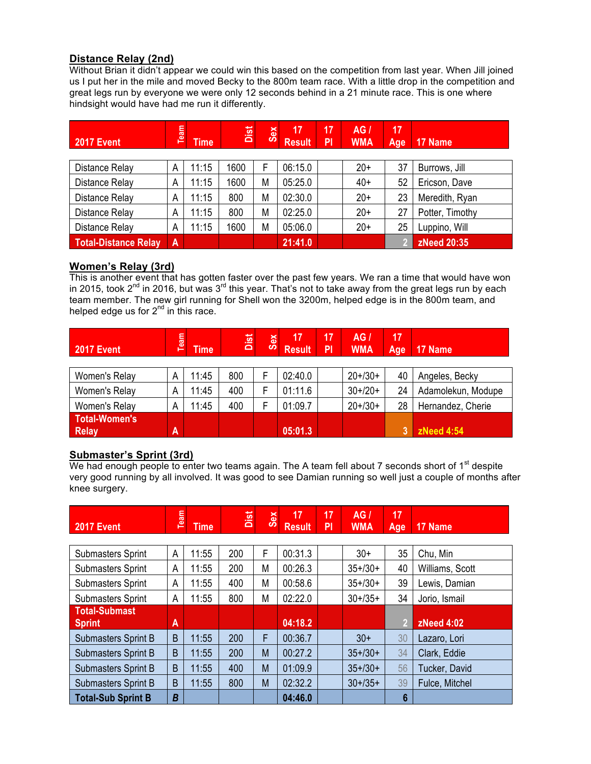## Distance Relay (2nd)

Without Brian it didn't appear we could win this based on the competition from last year. When Jill joined us I put her in the mile and moved Becky to the 800m team race. With a little drop in the competition and great legs run by everyone we were only 12 seconds behind in a 21 minute race. This is one where hindsight would have had me run it differently.

| 2017 Event | Team | Time | Dist | Sex | 17 Result | 17 Pl | AG / WMA | 17 Age | 17 Name |
|---|---|---|---|---|---|---|---|---|---|
| Distance Relay | A | 11:15 | 1600 | F | 06:15.0 | | 20+ | 37 | Burrows, Jill |
| Distance Relay | A | 11:15 | 1600 | M | 05:25.0 | | 40+ | 52 | Ericson, Dave |
| Distance Relay | A | 11:15 | 800 | M | 02:30.0 | | 20+ | 23 | Meredith, Ryan |
| Distance Relay | A | 11:15 | 800 | M | 02:25.0 | | 20+ | 27 | Potter, Timothy |
| Distance Relay | A | 11:15 | 1600 | M | 05:06.0 | | 20+ | 25 | Luppino, Will |
| **Total-Distance Relay** | **A** | | | | **21:41.0** | | | **2** | **zNeed 20:35** |

## Women's Relay (3rd)

This is another event that has gotten faster over the past few years. We ran a time that would have won in 2015, took 2nd in 2016, but was 3rd this year. That's not to take away from the great legs run by each team member. The new girl running for Shell won the 3200m, helped edge is in the 800m team, and helped edge us for 2nd in this race.

| 2017 Event | Team | Time | Dist | Sex | 17 Result | 17 Pl | AG / WMA | 17 Age | 17 Name |
|---|---|---|---|---|---|---|---|---|---|
| Women's Relay | A | 11:45 | 800 | F | 02:40.0 | | 20+/30+ | 40 | Angeles, Becky |
| Women's Relay | A | 11:45 | 400 | F | 01:11.6 | | 30+/20+ | 24 | Adamolekun, Modupe |
| Women's Relay | A | 11:45 | 400 | F | 01:09.7 | | 20+/30+ | 28 | Hernandez, Cherie |
| **Total-Women's Relay** | **A** | | | | **05:01.3** | | | **3** | **zNeed 4:54** |

## Submaster's Sprint (3rd)

We had enough people to enter two teams again. The A team fell about 7 seconds short of 1st despite very good running by all involved. It was good to see Damian running so well just a couple of months after knee surgery.

| 2017 Event | Team | Time | Dist | Sex | 17 Result | 17 Pl | AG / WMA | 17 Age | 17 Name |
|---|---|---|---|---|---|---|---|---|---|
| Submasters Sprint | A | 11:55 | 200 | F | 00:31.3 | | 30+ | 35 | Chu, Min |
| Submasters Sprint | A | 11:55 | 200 | M | 00:26.3 | | 35+/30+ | 40 | Williams, Scott |
| Submasters Sprint | A | 11:55 | 400 | M | 00:58.6 | | 35+/30+ | 39 | Lewis, Damian |
| Submasters Sprint | A | 11:55 | 800 | M | 02:22.0 | | 30+/35+ | 34 | Jorio, Ismail |
| **Total-Submast Sprint** | **A** | | | | **04:18.2** | | | **2** | **zNeed 4:02** |
| Submasters Sprint B | B | 11:55 | 200 | F | 00:36.7 | | 30+ | 30 | Lazaro, Lori |
| Submasters Sprint B | B | 11:55 | 200 | M | 00:27.2 | | 35+/30+ | 34 | Clark, Eddie |
| Submasters Sprint B | B | 11:55 | 400 | M | 01:09.9 | | 35+/30+ | 56 | Tucker, David |
| Submasters Sprint B | B | 11:55 | 800 | M | 02:32.2 | | 30+/35+ | 39 | Fulce, Mitchel |
| **Total-Sub Sprint B** | ***B*** | | | | **04:46.0** | | | **6** | |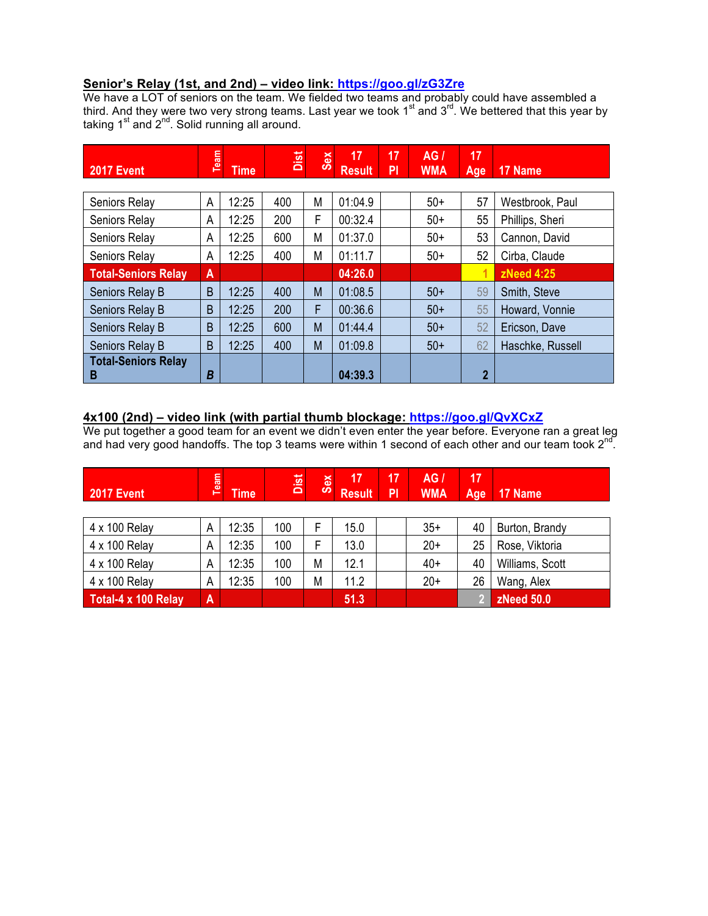**Senior's Relay (1st, and 2nd) – video link: https://goo.gl/zG3Zre**

We have a LOT of seniors on the team. We fielded two teams and probably could have assembled a third. And they were two very strong teams. Last year we took 1st and 3rd. We bettered that this year by taking 1st and 2nd. Solid running all around.

| 2017 Event | Team | Time | Dist | Sex | 17 Result | 17 Pl | AG / WMA | 17 Age | 17 Name |
|---|---|---|---|---|---|---|---|---|---|
| Seniors Relay | A | 12:25 | 400 | M | 01:04.9 | | 50+ | 57 | Westbrook, Paul |
| Seniors Relay | A | 12:25 | 200 | F | 00:32.4 | | 50+ | 55 | Phillips, Sheri |
| Seniors Relay | A | 12:25 | 600 | M | 01:37.0 | | 50+ | 53 | Cannon, David |
| Seniors Relay | A | 12:25 | 400 | M | 01:11.7 | | 50+ | 52 | Cirba, Claude |
| **Total-Seniors Relay** | **A** | | | | **04:26.0** | | | 1 | **zNeed 4:25** |
| Seniors Relay B | B | 12:25 | 400 | M | 01:08.5 | | 50+ | 59 | Smith, Steve |
| Seniors Relay B | B | 12:25 | 200 | F | 00:36.6 | | 50+ | 55 | Howard, Vonnie |
| Seniors Relay B | B | 12:25 | 600 | M | 01:44.4 | | 50+ | 52 | Ericson, Dave |
| Seniors Relay B | B | 12:25 | 400 | M | 01:09.8 | | 50+ | 62 | Haschke, Russell |
| **Total-Seniors Relay B** | ***B*** | | | | **04:39.3** | | | **2** | |

**4x100 (2nd) – video link (with partial thumb blockage: https://goo.gl/QvXCxZ**

We put together a good team for an event we didn't even enter the year before. Everyone ran a great leg and had very good handoffs. The top 3 teams were within 1 second of each other and our team took 2nd.

| 2017 Event | Team | Time | Dist | Sex | 17 Result | 17 Pl | AG / WMA | 17 Age | 17 Name |
|---|---|---|---|---|---|---|---|---|---|
| 4 x 100 Relay | A | 12:35 | 100 | F | 15.0 | | 35+ | 40 | Burton, Brandy |
| 4 x 100 Relay | A | 12:35 | 100 | F | 13.0 | | 20+ | 25 | Rose, Viktoria |
| 4 x 100 Relay | A | 12:35 | 100 | M | 12.1 | | 40+ | 40 | Williams, Scott |
| 4 x 100 Relay | A | 12:35 | 100 | M | 11.2 | | 20+ | 26 | Wang, Alex |
| **Total-4 x 100 Relay** | **A** | | | | **51.3** | | | 2 | **zNeed 50.0** |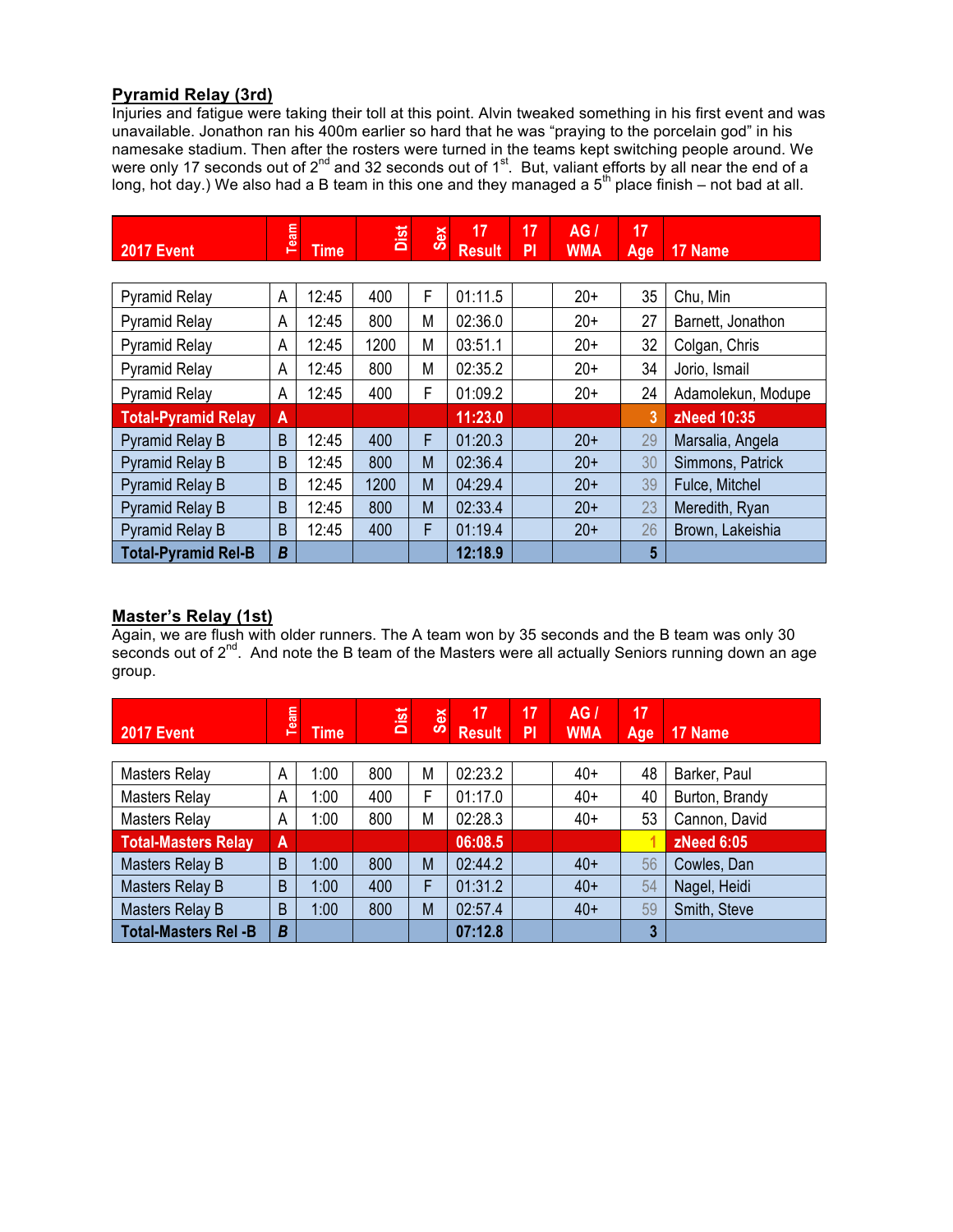## Pyramid Relay (3rd)

Injuries and fatigue were taking their toll at this point. Alvin tweaked something in his first event and was unavailable. Jonathon ran his 400m earlier so hard that he was "praying to the porcelain god" in his namesake stadium. Then after the rosters were turned in the teams kept switching people around. We were only 17 seconds out of 2nd and 32 seconds out of 1st. But, valiant efforts by all near the end of a long, hot day.) We also had a B team in this one and they managed a 5th place finish – not bad at all.

| 2017 Event | Team | Time | Dist | Sex | 17 Result | 17 Pl | AG / WMA | 17 Age | 17 Name |
|---|---|---|---|---|---|---|---|---|---|
| Pyramid Relay | A | 12:45 | 400 | F | 01:11.5 | | 20+ | 35 | Chu, Min |
| Pyramid Relay | A | 12:45 | 800 | M | 02:36.0 | | 20+ | 27 | Barnett, Jonathon |
| Pyramid Relay | A | 12:45 | 1200 | M | 03:51.1 | | 20+ | 32 | Colgan, Chris |
| Pyramid Relay | A | 12:45 | 800 | M | 02:35.2 | | 20+ | 34 | Jorio, Ismail |
| Pyramid Relay | A | 12:45 | 400 | F | 01:09.2 | | 20+ | 24 | Adamolekun, Modupe |
| **Total-Pyramid Relay** | **A** | | | | **11:23.0** | | | **3** | **zNeed 10:35** |
| Pyramid Relay B | B | 12:45 | 400 | F | 01:20.3 | | 20+ | 29 | Marsalia, Angela |
| Pyramid Relay B | B | 12:45 | 800 | M | 02:36.4 | | 20+ | 30 | Simmons, Patrick |
| Pyramid Relay B | B | 12:45 | 1200 | M | 04:29.4 | | 20+ | 39 | Fulce, Mitchel |
| Pyramid Relay B | B | 12:45 | 800 | M | 02:33.4 | | 20+ | 23 | Meredith, Ryan |
| Pyramid Relay B | B | 12:45 | 400 | F | 01:19.4 | | 20+ | 26 | Brown, Lakeishia |
| **Total-Pyramid Rel-B** | ***B*** | | | | **12:18.9** | | | **5** | |

## Master's Relay (1st)

Again, we are flush with older runners. The A team won by 35 seconds and the B team was only 30 seconds out of 2nd. And note the B team of the Masters were all actually Seniors running down an age group.

| 2017 Event | Team | Time | Dist | Sex | 17 Result | 17 Pl | AG / WMA | 17 Age | 17 Name |
|---|---|---|---|---|---|---|---|---|---|
| Masters Relay | A | 1:00 | 800 | M | 02:23.2 | | 40+ | 48 | Barker, Paul |
| Masters Relay | A | 1:00 | 400 | F | 01:17.0 | | 40+ | 40 | Burton, Brandy |
| Masters Relay | A | 1:00 | 800 | M | 02:28.3 | | 40+ | 53 | Cannon, David |
| **Total-Masters Relay** | **A** | | | | **06:08.5** | | | **1** | **zNeed 6:05** |
| Masters Relay B | B | 1:00 | 800 | M | 02:44.2 | | 40+ | 56 | Cowles, Dan |
| Masters Relay B | B | 1:00 | 400 | F | 01:31.2 | | 40+ | 54 | Nagel, Heidi |
| Masters Relay B | B | 1:00 | 800 | M | 02:57.4 | | 40+ | 59 | Smith, Steve |
| **Total-Masters Rel -B** | ***B*** | | | | **07:12.8** | | | **3** | |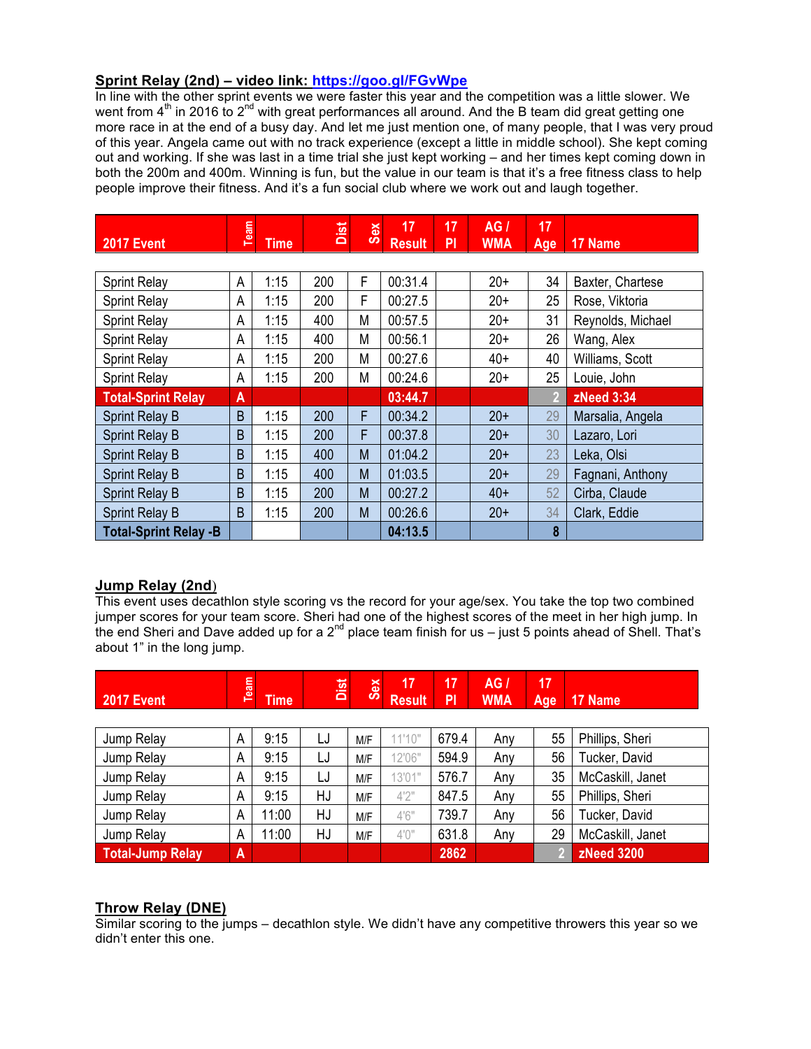## Sprint Relay (2nd) – video link: https://goo.gl/FGvWpe

In line with the other sprint events we were faster this year and the competition was a little slower. We went from 4th in 2016 to 2nd with great performances all around. And the B team did great getting one more race in at the end of a busy day. And let me just mention one, of many people, that I was very proud of this year. Angela came out with no track experience (except a little in middle school). She kept coming out and working. If she was last in a time trial she just kept working – and her times kept coming down in both the 200m and 400m. Winning is fun, but the value in our team is that it's a free fitness class to help people improve their fitness. And it's a fun social club where we work out and laugh together.

| 2017 Event | Team | Time | Dist | Sex | 17 Result | 17 Pl | AG / WMA | 17 Age | 17 Name |
|---|---|---|---|---|---|---|---|---|---|
| Sprint Relay | A | 1:15 | 200 | F | 00:31.4 | | 20+ | 34 | Baxter, Chartese |
| Sprint Relay | A | 1:15 | 200 | F | 00:27.5 | | 20+ | 25 | Rose, Viktoria |
| Sprint Relay | A | 1:15 | 400 | M | 00:57.5 | | 20+ | 31 | Reynolds, Michael |
| Sprint Relay | A | 1:15 | 400 | M | 00:56.1 | | 20+ | 26 | Wang, Alex |
| Sprint Relay | A | 1:15 | 200 | M | 00:27.6 | | 40+ | 40 | Williams, Scott |
| Sprint Relay | A | 1:15 | 200 | M | 00:24.6 | | 20+ | 25 | Louie, John |
| **Total-Sprint Relay** | **A** | | | | **03:44.7** | | | **2** | **zNeed 3:34** |
| Sprint Relay B | B | 1:15 | 200 | F | 00:34.2 | | 20+ | 29 | Marsalia, Angela |
| Sprint Relay B | B | 1:15 | 200 | F | 00:37.8 | | 20+ | 30 | Lazaro, Lori |
| Sprint Relay B | B | 1:15 | 400 | M | 01:04.2 | | 20+ | 23 | Leka, Olsi |
| Sprint Relay B | B | 1:15 | 400 | M | 01:03.5 | | 20+ | 29 | Fagnani, Anthony |
| Sprint Relay B | B | 1:15 | 200 | M | 00:27.2 | | 40+ | 52 | Cirba, Claude |
| Sprint Relay B | B | 1:15 | 200 | M | 00:26.6 | | 20+ | 34 | Clark, Eddie |
| **Total-Sprint Relay -B** | | | | | **04:13.5** | | | **8** | |

## Jump Relay (2nd)

This event uses decathlon style scoring vs the record for your age/sex. You take the top two combined jumper scores for your team score. Sheri had one of the highest scores of the meet in her high jump. In the end Sheri and Dave added up for a 2nd place team finish for us – just 5 points ahead of Shell. That's about 1" in the long jump.

| 2017 Event | Team | Time | Dist | Sex | 17 Result | 17 Pl | AG / WMA | 17 Age | 17 Name |
|---|---|---|---|---|---|---|---|---|---|
| Jump Relay | A | 9:15 | LJ | M/F | 11'10" | 679.4 | Any | 55 | Phillips, Sheri |
| Jump Relay | A | 9:15 | LJ | M/F | 12'06" | 594.9 | Any | 56 | Tucker, David |
| Jump Relay | A | 9:15 | LJ | M/F | 13'01" | 576.7 | Any | 35 | McCaskill, Janet |
| Jump Relay | A | 9:15 | HJ | M/F | 4'2" | 847.5 | Any | 55 | Phillips, Sheri |
| Jump Relay | A | 11:00 | HJ | M/F | 4'6" | 739.7 | Any | 56 | Tucker, David |
| Jump Relay | A | 11:00 | HJ | M/F | 4'0" | 631.8 | Any | 29 | McCaskill, Janet |
| **Total-Jump Relay** | **A** | | | | | **2862** | | **2** | **zNeed 3200** |

## Throw Relay (DNE)

Similar scoring to the jumps – decathlon style. We didn't have any competitive throwers this year so we didn't enter this one.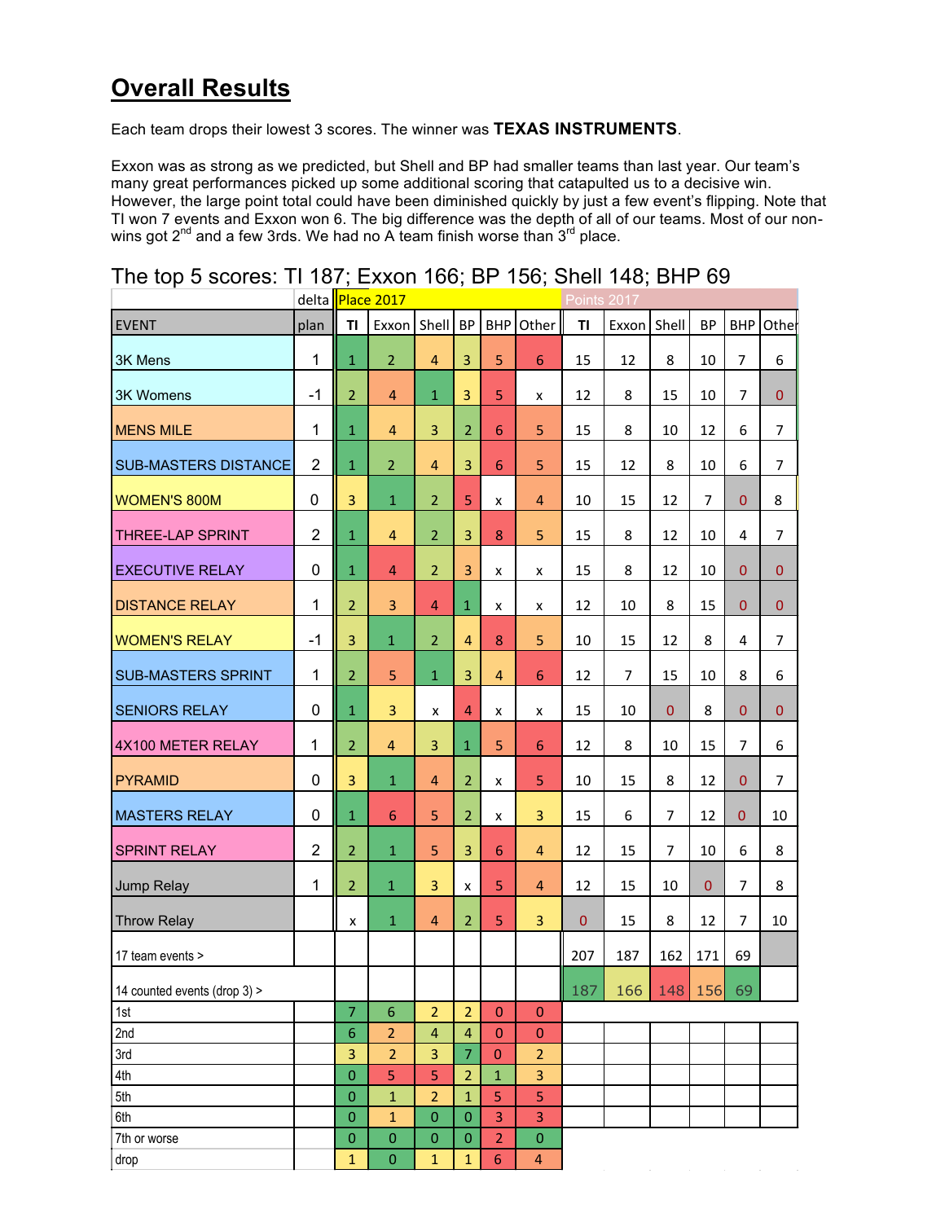# Overall Results

Each team drops their lowest 3 scores. The winner was **TEXAS INSTRUMENTS**.

Exxon was as strong as we predicted, but Shell and BP had smaller teams than last year. Our team's many great performances picked up some additional scoring that catapulted us to a decisive win. However, the large point total could have been diminished quickly by just a few event's flipping. Note that TI won 7 events and Exxon won 6. The big difference was the depth of all of our teams. Most of our non-wins got 2nd and a few 3rds. We had no A team finish worse than 3rd place.

## The top 5 scores: TI 187; Exxon 166; BP 156; Shell 148; BHP 69

| | delta | Place 2017 | | | | | | Points 2017 | | | | | |
|---|---|---|---|---|---|---|---|---|---|---|---|---|---|
| EVENT | plan | TI | Exxon | Shell | BP | BHP | Other | TI | Exxon | Shell | BP | BHP | Other |
| 3K Mens | 1 | 1 | 2 | 4 | 3 | 5 | 6 | 15 | 12 | 8 | 10 | 7 | 6 |
| 3K Womens | -1 | 2 | 4 | 1 | 3 | 5 | x | 12 | 8 | 15 | 10 | 7 | 0 |
| MENS MILE | 1 | 1 | 4 | 3 | 2 | 6 | 5 | 15 | 8 | 10 | 12 | 6 | 7 |
| SUB-MASTERS DISTANCE | 2 | 1 | 2 | 4 | 3 | 6 | 5 | 15 | 12 | 8 | 10 | 6 | 7 |
| WOMEN'S 800M | 0 | 3 | 1 | 2 | 5 | x | 4 | 10 | 15 | 12 | 7 | 0 | 8 |
| THREE-LAP SPRINT | 2 | 1 | 4 | 2 | 3 | 8 | 5 | 15 | 8 | 12 | 10 | 4 | 7 |
| EXECUTIVE RELAY | 0 | 1 | 4 | 2 | 3 | x | x | 15 | 8 | 12 | 10 | 0 | 0 |
| DISTANCE RELAY | 1 | 2 | 3 | 4 | 1 | x | x | 12 | 10 | 8 | 15 | 0 | 0 |
| WOMEN'S RELAY | -1 | 3 | 1 | 2 | 4 | 8 | 5 | 10 | 15 | 12 | 8 | 4 | 7 |
| SUB-MASTERS SPRINT | 1 | 2 | 5 | 1 | 3 | 4 | 6 | 12 | 7 | 15 | 10 | 8 | 6 |
| SENIORS RELAY | 0 | 1 | 3 | x | 4 | x | x | 15 | 10 | 0 | 8 | 0 | 0 |
| 4X100 METER RELAY | 1 | 2 | 4 | 3 | 1 | 5 | 6 | 12 | 8 | 10 | 15 | 7 | 6 |
| PYRAMID | 0 | 3 | 1 | 4 | 2 | x | 5 | 10 | 15 | 8 | 12 | 0 | 7 |
| MASTERS RELAY | 0 | 1 | 6 | 5 | 2 | x | 3 | 15 | 6 | 7 | 12 | 0 | 10 |
| SPRINT RELAY | 2 | 2 | 1 | 5 | 3 | 6 | 4 | 12 | 15 | 7 | 10 | 6 | 8 |
| Jump Relay | 1 | 2 | 1 | 3 | x | 5 | 4 | 12 | 15 | 10 | 0 | 7 | 8 |
| Throw Relay | | x | 1 | 4 | 2 | 5 | 3 | 0 | 15 | 8 | 12 | 7 | 10 |
| 17 team events > | | | | | | | | 207 | 187 | 162 | 171 | 69 | |
| 14 counted events (drop 3) > | | | | | | | | 187 | 166 | 148 | 156 | 69 | |
| 1st | | 7 | 6 | 2 | 2 | 0 | 0 | | | | | | |
| 2nd | | 6 | 2 | 4 | 4 | 0 | 0 | | | | | | |
| 3rd | | 3 | 2 | 3 | 7 | 0 | 2 | | | | | | |
| 4th | | 0 | 5 | 5 | 2 | 1 | 3 | | | | | | |
| 5th | | 0 | 1 | 2 | 1 | 5 | 5 | | | | | | |
| 6th | | 0 | 1 | 0 | 0 | 3 | 3 | | | | | | |
| 7th or worse | | 0 | 0 | 0 | 0 | 2 | 0 | | | | | | |
| drop | | 1 | 0 | 1 | 1 | 6 | 4 | | | | | | |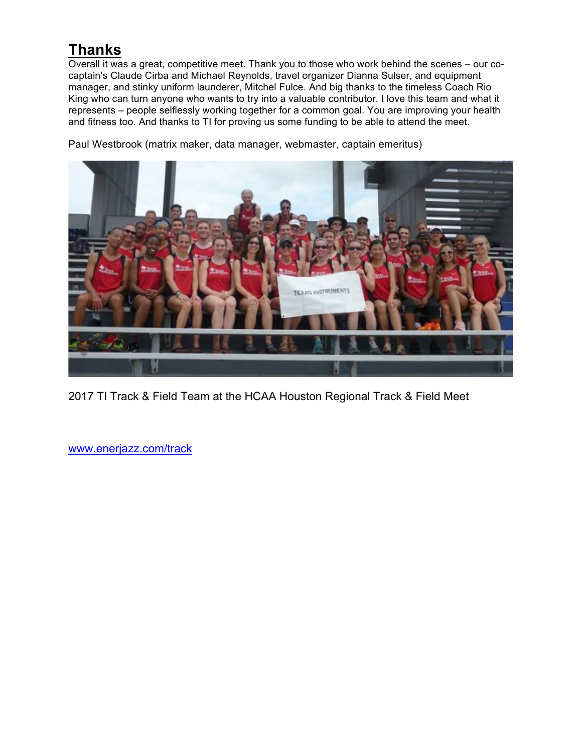## Thanks

Overall it was a great, competitive meet. Thank you to those who work behind the scenes – our co-captain's Claude Cirba and Michael Reynolds, travel organizer Dianna Sulser, and equipment manager, and stinky uniform launderer, Mitchel Fulce. And big thanks to the timeless Coach Rio King who can turn anyone who wants to try into a valuable contributor. I love this team and what it represents – people selflessly working together for a common goal. You are improving your health and fitness too. And thanks to TI for proving us some funding to be able to attend the meet.

Paul Westbrook (matrix maker, data manager, webmaster, captain emeritus)

2017 TI Track & Field Team at the HCAA Houston Regional Track & Field Meet

www.enerjazz.com/track